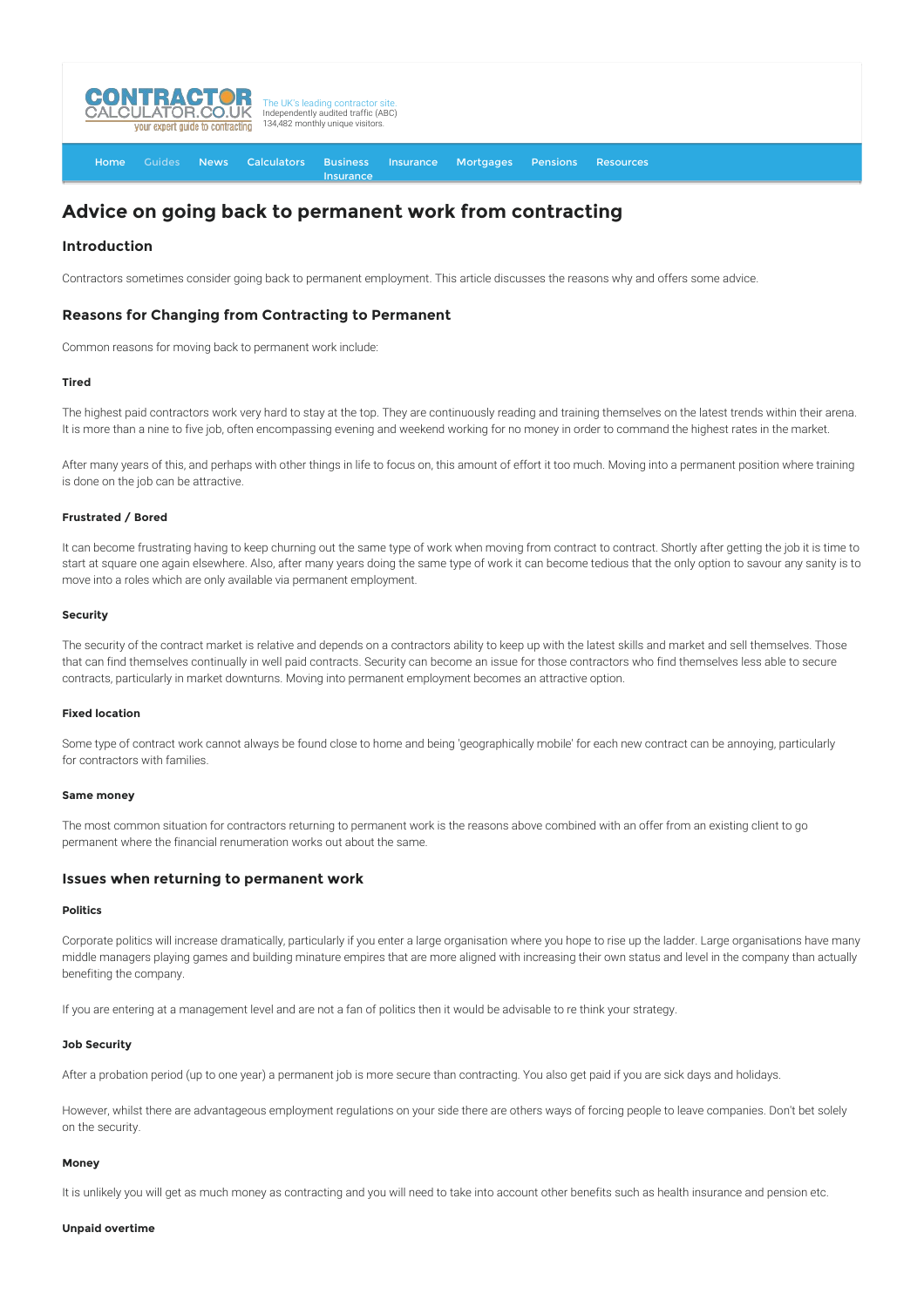CONTRACTOR CALCULATOR.CO.UK your expert guide to contracting

The UK's leading contractor site. Independently audited traffic (ABC) 134,482 monthly unique visitors.

Home Guides News Calculators Business Insurance Insurance Mortgages Pensions Resources

# Advice on going back to permanent work from contracting

## Introduction

Contractors sometimes consider going back to permanent employment. This article discusses the reasons why and offers some advice.

## Reasons for Changing from Contracting to Permanent

Common reasons for moving back to permanent work include:

#### Tired

The highest paid contractors work very hard to stay at the top. They are continuously reading and training themselves on the latest trends within their arena. It is more than a nine to five job, often encompassing evening and weekend working for no money in order to command the highest rates in the market.

After many years of this, and perhaps with other things in life to focus on, this amount of effort it too much. Moving into a permanent position where training is done on the job can be attractive.

#### Frustrated / Bored

It can become frustrating having to keep churning out the same type of work when moving from contract to contract. Shortly after getting the job it is time to start at square one again elsewhere. Also, after many years doing the same type of work it can become tedious that the only option to savour any sanity is to move into a roles which are only available via permanent employment.

#### Security

The security of the contract market is relative and depends on a contractors ability to keep up with the latest skills and market and sell themselves. Those that can find themselves continually in well paid contracts. Security can become an issue for those contractors who find themselves less able to secure contracts, particularly in market downturns. Moving into permanent employment becomes an attractive option.

#### Fixed location

Some type of contract work cannot always be found close to home and being 'geographically mobile' for each new contract can be annoying, particularly for contractors with families.

#### Same money

The most common situation for contractors returning to permanent work is the reasons above combined with an offer from an existing client to go permanent where the financial renumeration works out about the same.

## Issues when returning to permanent work

#### Politics

Corporate politics will increase dramatically, particularly if you enter a large organisation where you hope to rise up the ladder. Large organisations have many middle managers playing games and building minature empires that are more aligned with increasing their own status and level in the company than actually benefiting the company.

If you are entering at a management level and are not a fan of politics then it would be advisable to re think your strategy.

#### Job Security

After a probation period (up to one year) a permanent job is more secure than contracting. You also get paid if you are sick days and holidays.

However, whilst there are advantageous employment regulations on your side there are others ways of forcing people to leave companies. Don't bet solely on the security.

#### Money

It is unlikely you will get as much money as contracting and you will need to take into account other benefits such as health insurance and pension etc.

#### Unpaid overtime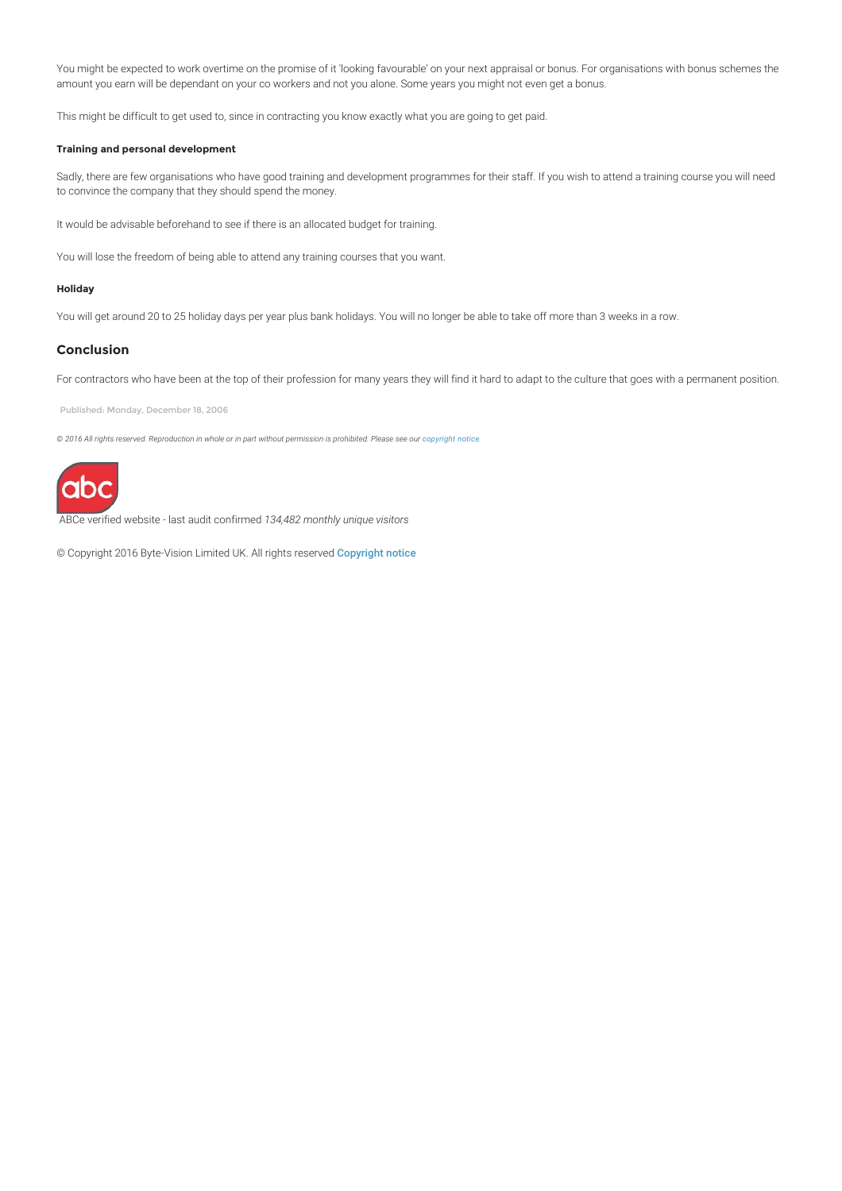You might be expected to work overtime on the promise of it 'looking favourable' on your next appraisal or bonus. For organisations with bonus schemes the amount you earn will be dependant on your co workers and not you alone. Some years you might not even get a bonus.

This might be difficult to get used to, since in contracting you know exactly what you are going to get paid.

#### Training and personal development

Sadly, there are few organisations who have good training and development programmes for their staff. If you wish to attend a training course you will need to convince the company that they should spend the money.

It would be advisable beforehand to see if there is an allocated budget for training.

You will lose the freedom of being able to attend any training courses that you want.

#### Holiday

You will get around 20 to 25 holiday days per year plus bank holidays. You will no longer be able to take off more than 3 weeks in a row.

## Conclusion

For contractors who have been at the top of their profession for many years they will find it hard to adapt to the culture that goes with a permanent position.

Published: Monday, December 18, 2006

*© 2016 All rights reserved. Reproduction in whole or in part without permission is prohibited. Please see our copyright notice.*

abc

ABCe verified website - last audit confirmed *134,482 monthly unique visitors*

© Copyright 2016 Byte-Vision Limited UK. All rights reserved Copyright notice